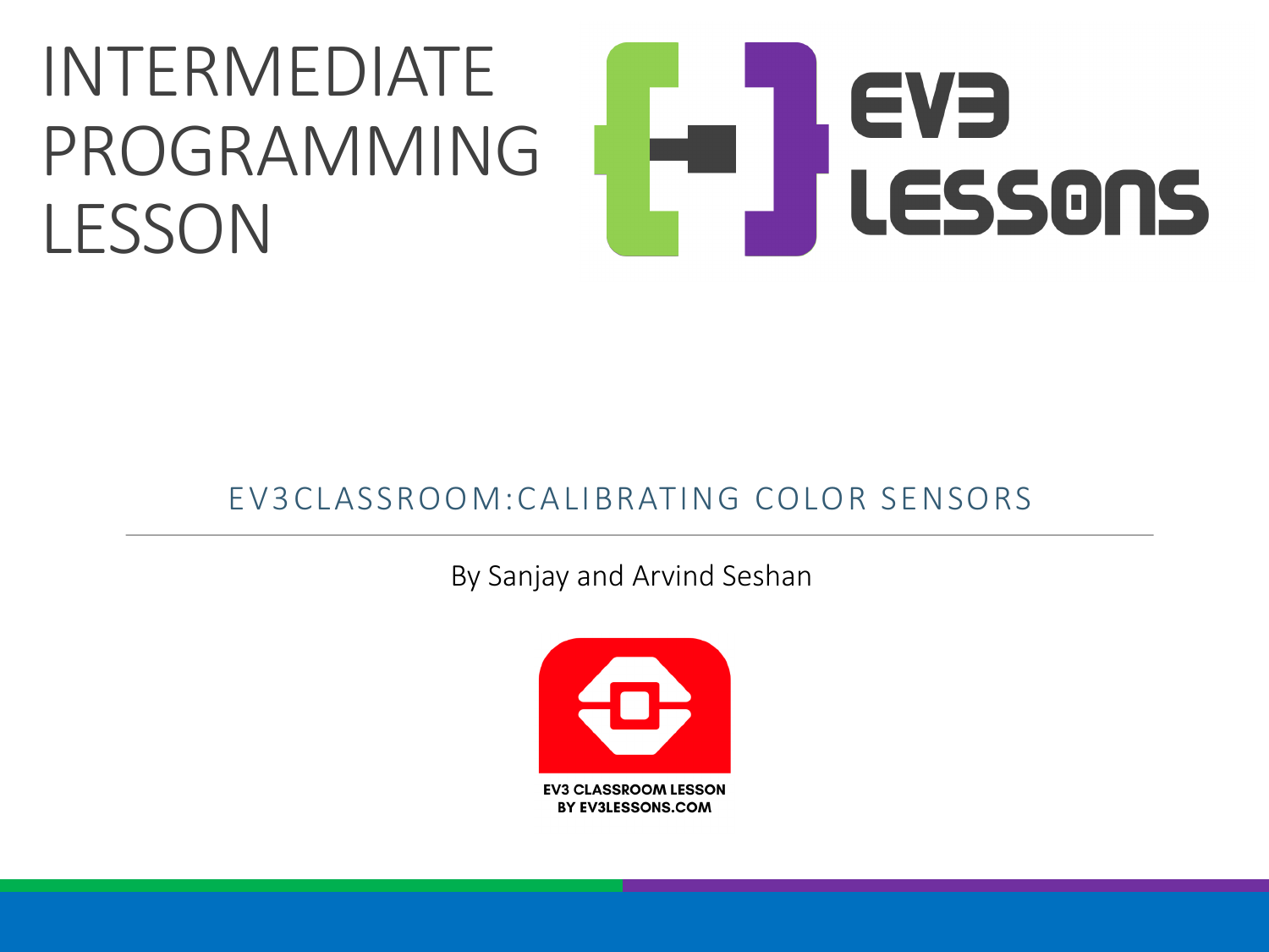# INTERMEDIATE PROGRAMMING LESSON

EV3 LESSONS

## EV3CLASSROOM:CALIBRATING COLOR SENSORS

By Sanjay and Arvind Seshan

EV3 CLASSROOM LESSON
BY EV3LESSONS.COM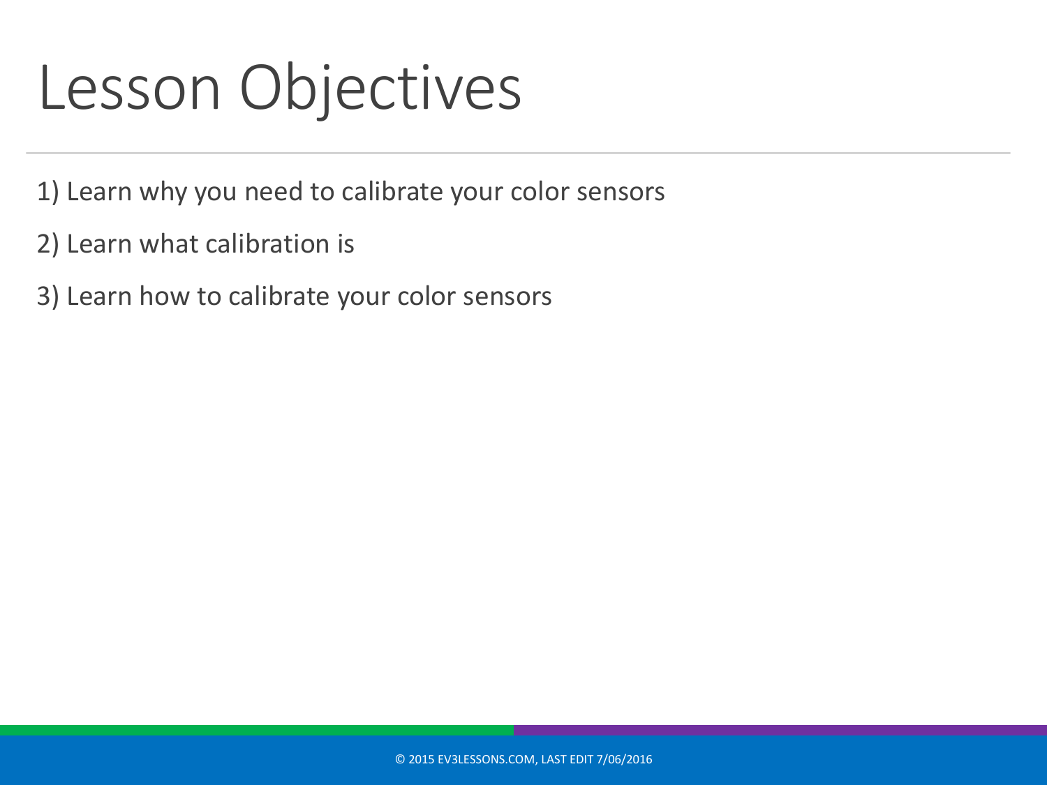# Lesson Objectives

1) Learn why you need to calibrate your color sensors

2) Learn what calibration is

3) Learn how to calibrate your color sensors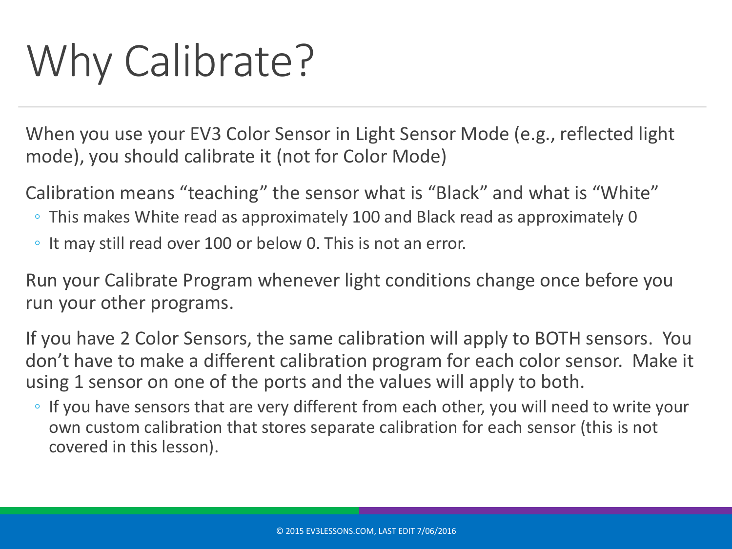# Why Calibrate?

When you use your EV3 Color Sensor in Light Sensor Mode (e.g., reflected light mode), you should calibrate it (not for Color Mode)

Calibration means "teaching" the sensor what is "Black" and what is "White"

- This makes White read as approximately 100 and Black read as approximately 0
- It may still read over 100 or below 0. This is not an error.

Run your Calibrate Program whenever light conditions change once before you run your other programs.

If you have 2 Color Sensors, the same calibration will apply to BOTH sensors. You don't have to make a different calibration program for each color sensor. Make it using 1 sensor on one of the ports and the values will apply to both.

- If you have sensors that are very different from each other, you will need to write your own custom calibration that stores separate calibration for each sensor (this is not covered in this lesson).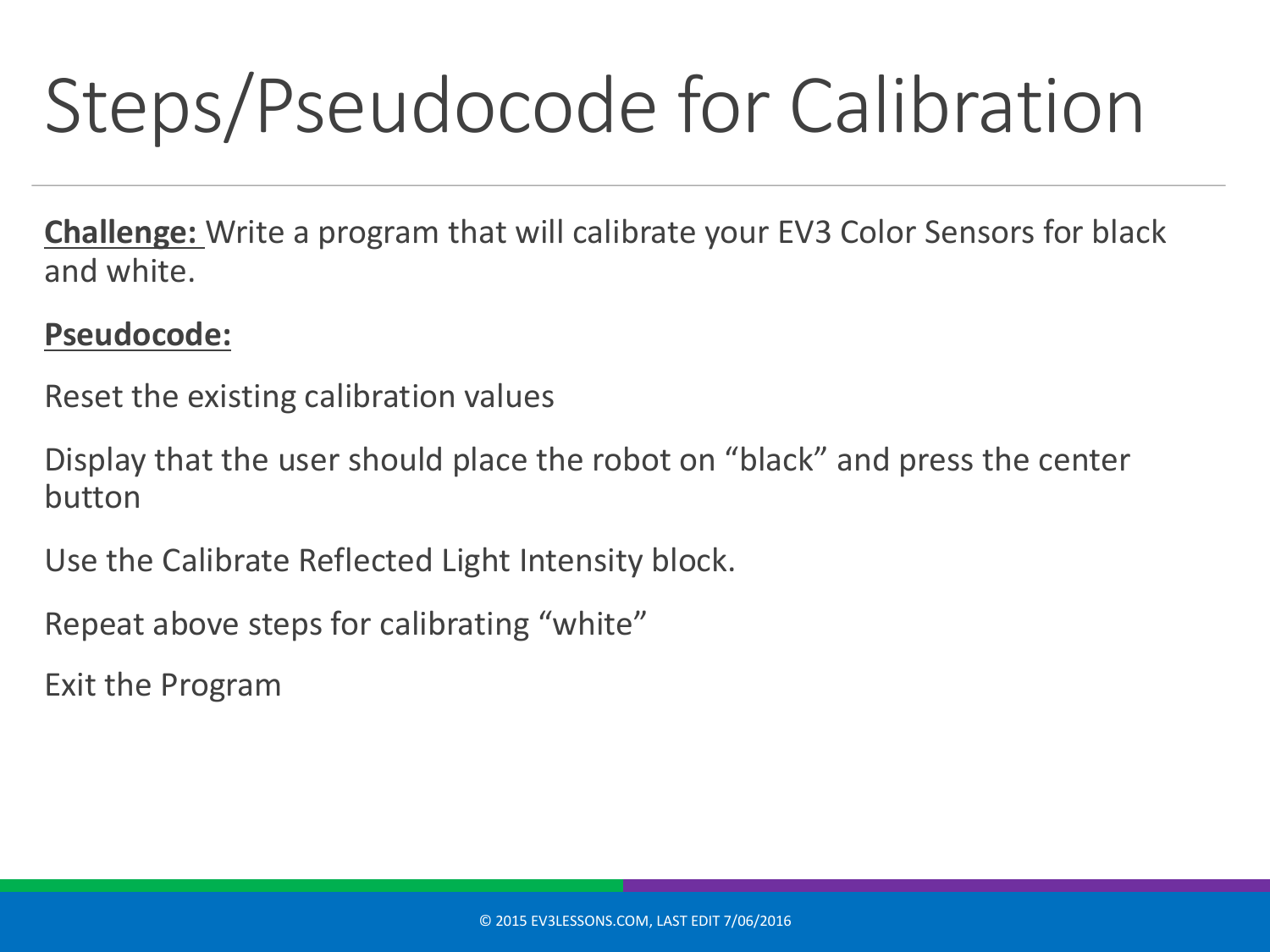# Steps/Pseudocode for Calibration

**Challenge:** Write a program that will calibrate your EV3 Color Sensors for black and white.

**Pseudocode:**

Reset the existing calibration values

Display that the user should place the robot on “black” and press the center button

Use the Calibrate Reflected Light Intensity block.

Repeat above steps for calibrating “white”

Exit the Program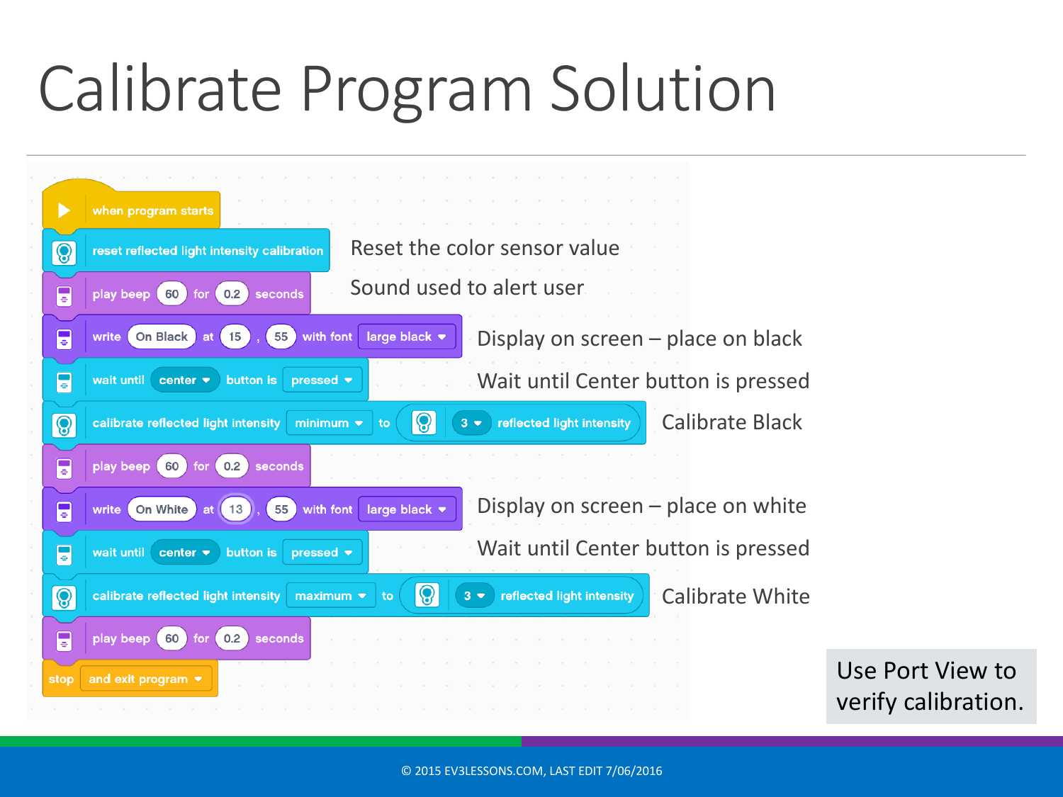# Calibrate Program Solution

```
when program starts
reset reflected light intensity calibration
play beep 60 for 0.2 seconds
write On Black at 15 , 55 with font large black
wait until center button is pressed
calibrate reflected light intensity minimum to 3 reflected light intensity
play beep 60 for 0.2 seconds
write On White at 13 , 55 with font large black
wait until center button is pressed
calibrate reflected light intensity maximum to 3 reflected light intensity
play beep 60 for 0.2 seconds
stop and exit program
```

- Reset the color sensor value
- Sound used to alert user
- Display on screen – place on black
- Wait until Center button is pressed
- Calibrate Black
- Display on screen – place on white
- Wait until Center button is pressed
- Calibrate White

Use Port View to verify calibration.

© 2015 EV3LESSONS.COM, LAST EDIT 7/06/2016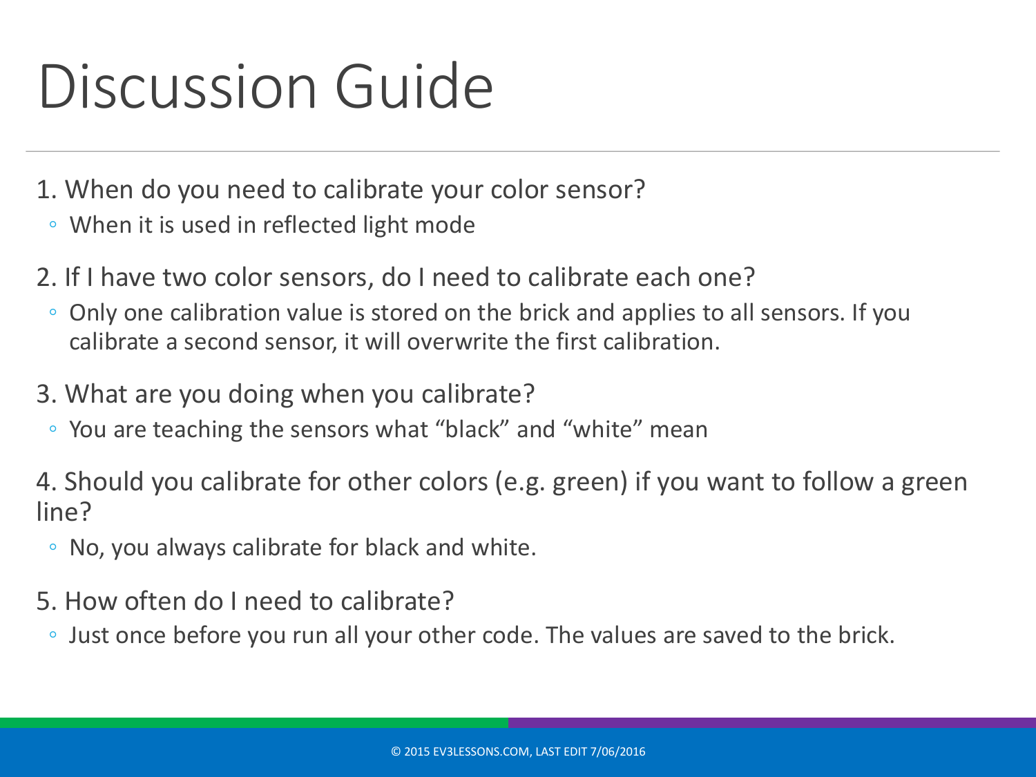# Discussion Guide

1. When do you need to calibrate your color sensor?
   - When it is used in reflected light mode
2. If I have two color sensors, do I need to calibrate each one?
   - Only one calibration value is stored on the brick and applies to all sensors. If you calibrate a second sensor, it will overwrite the first calibration.
3. What are you doing when you calibrate?
   - You are teaching the sensors what “black” and “white” mean
4. Should you calibrate for other colors (e.g. green) if you want to follow a green line?
   - No, you always calibrate for black and white.
5. How often do I need to calibrate?
   - Just once before you run all your other code. The values are saved to the brick.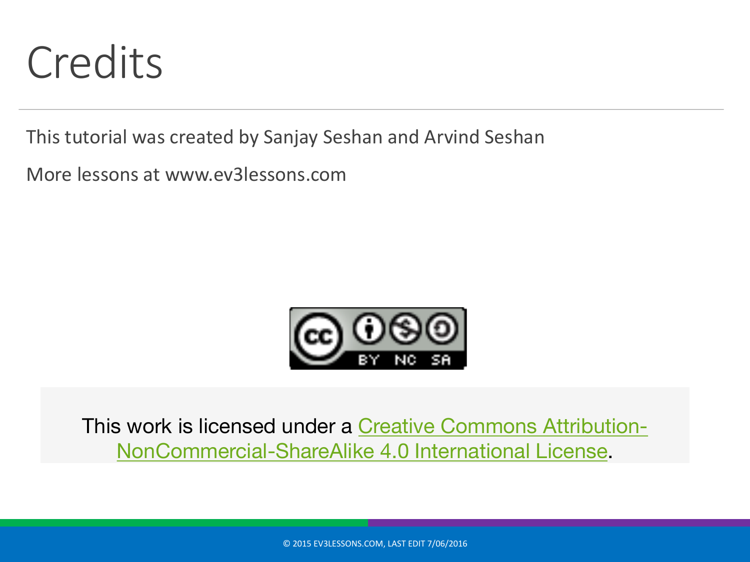# Credits

This tutorial was created by Sanjay Seshan and Arvind Seshan

More lessons at www.ev3lessons.com

This work is licensed under a Creative Commons Attribution-NonCommercial-ShareAlike 4.0 International License.

© 2015 EV3LESSONS.COM, LAST EDIT 7/06/2016